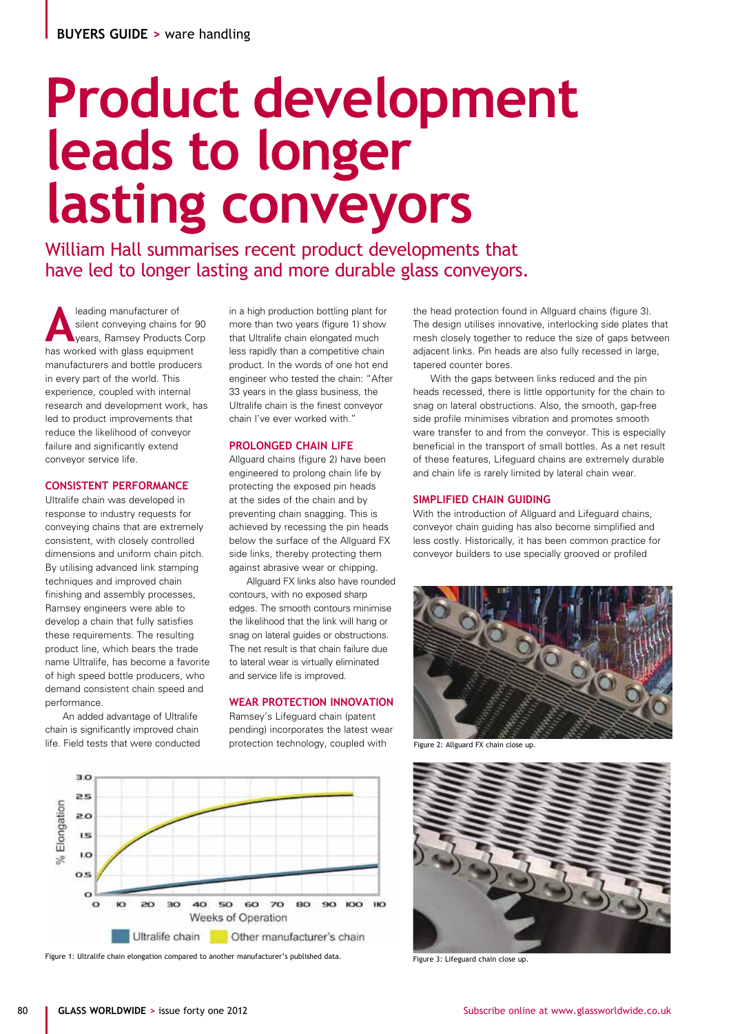# Product development leads to longer lasting conveyors

William Hall summarises recent product developments that have led to longer lasting and more durable glass conveyors.

A leading manufacturer of silent conveying chains for 90 years, Ramsey Products Corp has worked with glass equipment manufacturers and bottle producers in every part of the world. This experience, coupled with internal research and development work, has led to product improvements that reduce the likelihood of conveyor failure and significantly extend conveyor service life.

## CONSISTENT PERFORMANCE

Ultralife chain was developed in response to industry requests for conveying chains that are extremely consistent, with closely controlled dimensions and uniform chain pitch. By utilising advanced link stamping techniques and improved chain finishing and assembly processes, Ramsey engineers were able to develop a chain that fully satisfies these requirements. The resulting product line, which bears the trade name Ultralife, has become a favorite of high speed bottle producers, who demand consistent chain speed and performance.

An added advantage of Ultralife chain is significantly improved chain life. Field tests that were conducted in a high production bottling plant for more than two years (figure 1) show that Ultralife chain elongated much less rapidly than a competitive chain product. In the words of one hot end engineer who tested the chain: "After 33 years in the glass business, the Ultralife chain is the finest conveyor chain I've ever worked with."

## PROLONGED CHAIN LIFE

Allguard chains (figure 2) have been engineered to prolong chain life by protecting the exposed pin heads at the sides of the chain and by preventing chain snagging. This is achieved by recessing the pin heads below the surface of the Allguard FX side links, thereby protecting them against abrasive wear or chipping.

Allguard FX links also have rounded contours, with no exposed sharp edges. The smooth contours minimise the likelihood that the link will hang or snag on lateral guides or obstructions. The net result is that chain failure due to lateral wear is virtually eliminated and service life is improved.

## WEAR PROTECTION INNOVATION

Ramsey's Lifeguard chain (patent pending) incorporates the latest wear protection technology, coupled with the head protection found in Allguard chains (figure 3). The design utilises innovative, interlocking side plates that mesh closely together to reduce the size of gaps between adjacent links. Pin heads are also fully recessed in large, tapered counter bores.

With the gaps between links reduced and the pin heads recessed, there is little opportunity for the chain to snag on lateral obstructions. Also, the smooth, gap-free side profile minimises vibration and promotes smooth ware transfer to and from the conveyor. This is especially beneficial in the transport of small bottles. As a net result of these features, Lifeguard chains are extremely durable and chain life is rarely limited by lateral chain wear.

## SIMPLIFIED CHAIN GUIDING

With the introduction of Allguard and Lifeguard chains, conveyor chain guiding has also become simplified and less costly. Historically, it has been common practice for conveyor builders to use specially grooved or profiled

Figure 1: Ultralife chain elongation compared to another manufacturer's published data.

Figure 2: Allguard FX chain close up.

Figure 3: Lifeguard chain close up.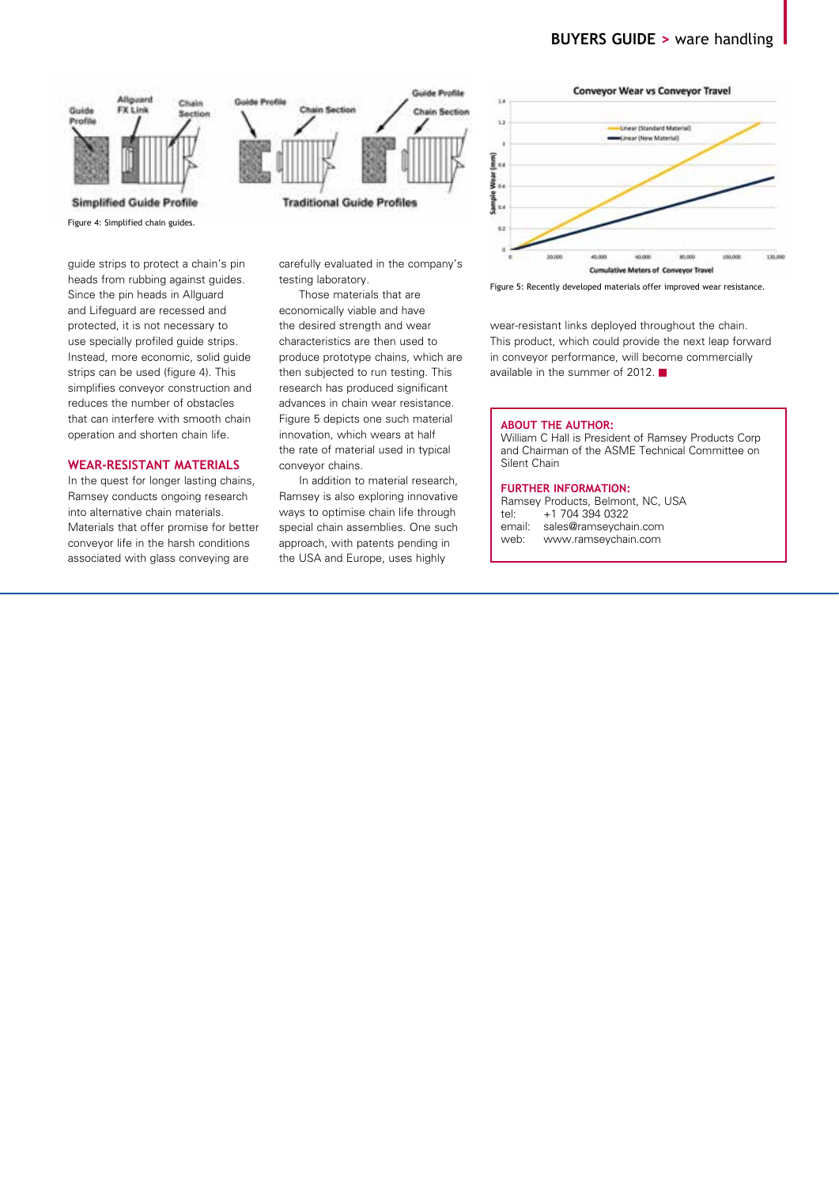Guide Profile
Allguard FX Link
Chain Section
Simplified Guide Profile

Guide Profile
Chain Section
Guide Profile
Chain Section
Traditional Guide Profiles

Figure 4: Simplified chain guides.

Conveyor Wear vs Conveyor Travel

Linear (Standard Material)
Linear (New Material)

Sample Wear (mm)

1.4
1.2
1
0.8
0.6
0.4
0.2
0

0
20,000
40,000
60,000
80,000
100,000
120,000

Cumulative Meters of Conveyor Travel

Figure 5: Recently developed materials offer improved wear resistance.

guide strips to protect a chain's pin heads from rubbing against guides. Since the pin heads in Allguard and Lifeguard are recessed and protected, it is not necessary to use specially profiled guide strips. Instead, more economic, solid guide strips can be used (figure 4). This simplifies conveyor construction and reduces the number of obstacles that can interfere with smooth chain operation and shorten chain life.

## WEAR-RESISTANT MATERIALS

In the quest for longer lasting chains, Ramsey conducts ongoing research into alternative chain materials. Materials that offer promise for better conveyor life in the harsh conditions associated with glass conveying are carefully evaluated in the company's testing laboratory.

Those materials that are economically viable and have the desired strength and wear characteristics are then used to produce prototype chains, which are then subjected to run testing. This research has produced significant advances in chain wear resistance. Figure 5 depicts one such material innovation, which wears at half the rate of material used in typical conveyor chains.

In addition to material research, Ramsey is also exploring innovative ways to optimise chain life through special chain assemblies. One such approach, with patents pending in the USA and Europe, uses highly wear-resistant links deployed throughout the chain. This product, which could provide the next leap forward in conveyor performance, will become commercially available in the summer of 2012. ■

**ABOUT THE AUTHOR:**
William C Hall is President of Ramsey Products Corp and Chairman of the ASME Technical Committee on Silent Chain

**FURTHER INFORMATION:**
Ramsey Products, Belmont, NC, USA
tel: +1 704 394 0322
email: sales@ramseychain.com
web: www.ramseychain.com